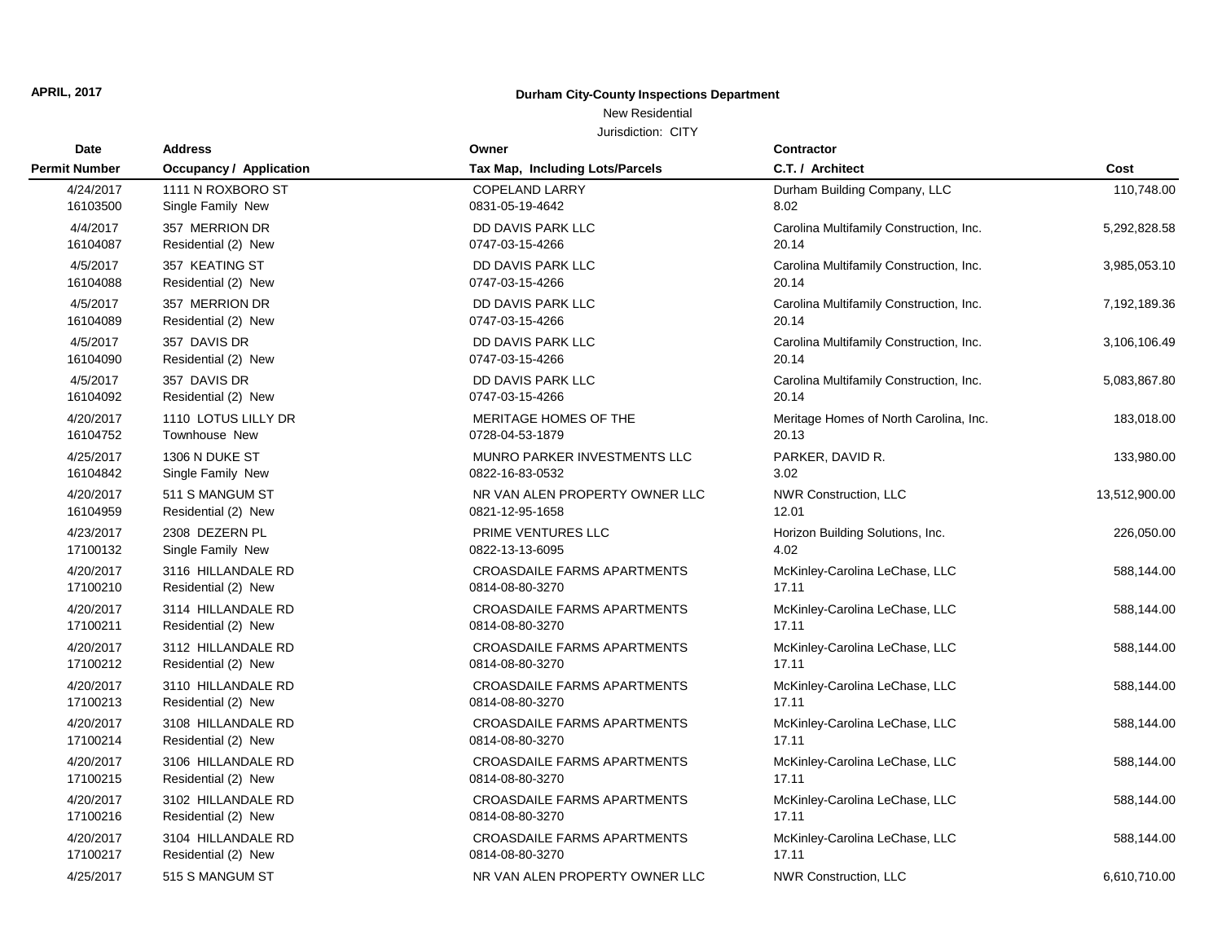**APRIL, 2017**

**Durham City-County Inspections Department**

New Residential

Jurisdiction: CITY

| Date<br>Permit Number | Address<br>Occupancy / Application | Owner<br>Tax Map, Including Lots/Parcels | Contractor<br>C.T. / Architect | Cost |
|---|---|---|---|---|
| 4/24/2017<br>16103500 | 1111 N ROXBORO ST<br>Single Family New | COPELAND LARRY<br>0831-05-19-4642 | Durham Building Company, LLC<br>8.02 | 110,748.00 |
| 4/4/2017<br>16104087 | 357 MERRION DR<br>Residential (2) New | DD DAVIS PARK LLC<br>0747-03-15-4266 | Carolina Multifamily Construction, Inc.<br>20.14 | 5,292,828.58 |
| 4/5/2017<br>16104088 | 357 KEATING ST<br>Residential (2) New | DD DAVIS PARK LLC<br>0747-03-15-4266 | Carolina Multifamily Construction, Inc.<br>20.14 | 3,985,053.10 |
| 4/5/2017<br>16104089 | 357 MERRION DR<br>Residential (2) New | DD DAVIS PARK LLC<br>0747-03-15-4266 | Carolina Multifamily Construction, Inc.<br>20.14 | 7,192,189.36 |
| 4/5/2017<br>16104090 | 357 DAVIS DR<br>Residential (2) New | DD DAVIS PARK LLC<br>0747-03-15-4266 | Carolina Multifamily Construction, Inc.<br>20.14 | 3,106,106.49 |
| 4/5/2017<br>16104092 | 357 DAVIS DR<br>Residential (2) New | DD DAVIS PARK LLC<br>0747-03-15-4266 | Carolina Multifamily Construction, Inc.<br>20.14 | 5,083,867.80 |
| 4/20/2017<br>16104752 | 1110 LOTUS LILLY DR<br>Townhouse New | MERITAGE HOMES OF THE<br>0728-04-53-1879 | Meritage Homes of North Carolina, Inc.<br>20.13 | 183,018.00 |
| 4/25/2017<br>16104842 | 1306 N DUKE ST<br>Single Family New | MUNRO PARKER INVESTMENTS LLC<br>0822-16-83-0532 | PARKER, DAVID R.<br>3.02 | 133,980.00 |
| 4/20/2017<br>16104959 | 511 S MANGUM ST<br>Residential (2) New | NR VAN ALEN PROPERTY OWNER LLC<br>0821-12-95-1658 | NWR Construction, LLC<br>12.01 | 13,512,900.00 |
| 4/23/2017<br>17100132 | 2308 DEZERN PL<br>Single Family New | PRIME VENTURES LLC<br>0822-13-13-6095 | Horizon Building Solutions, Inc.<br>4.02 | 226,050.00 |
| 4/20/2017<br>17100210 | 3116 HILLANDALE RD<br>Residential (2) New | CROASDAILE FARMS APARTMENTS<br>0814-08-80-3270 | McKinley-Carolina LeChase, LLC<br>17.11 | 588,144.00 |
| 4/20/2017<br>17100211 | 3114 HILLANDALE RD<br>Residential (2) New | CROASDAILE FARMS APARTMENTS<br>0814-08-80-3270 | McKinley-Carolina LeChase, LLC<br>17.11 | 588,144.00 |
| 4/20/2017<br>17100212 | 3112 HILLANDALE RD<br>Residential (2) New | CROASDAILE FARMS APARTMENTS<br>0814-08-80-3270 | McKinley-Carolina LeChase, LLC<br>17.11 | 588,144.00 |
| 4/20/2017<br>17100213 | 3110 HILLANDALE RD<br>Residential (2) New | CROASDAILE FARMS APARTMENTS<br>0814-08-80-3270 | McKinley-Carolina LeChase, LLC<br>17.11 | 588,144.00 |
| 4/20/2017<br>17100214 | 3108 HILLANDALE RD<br>Residential (2) New | CROASDAILE FARMS APARTMENTS<br>0814-08-80-3270 | McKinley-Carolina LeChase, LLC<br>17.11 | 588,144.00 |
| 4/20/2017<br>17100215 | 3106 HILLANDALE RD<br>Residential (2) New | CROASDAILE FARMS APARTMENTS<br>0814-08-80-3270 | McKinley-Carolina LeChase, LLC<br>17.11 | 588,144.00 |
| 4/20/2017<br>17100216 | 3102 HILLANDALE RD<br>Residential (2) New | CROASDAILE FARMS APARTMENTS<br>0814-08-80-3270 | McKinley-Carolina LeChase, LLC<br>17.11 | 588,144.00 |
| 4/20/2017<br>17100217 | 3104 HILLANDALE RD<br>Residential (2) New | CROASDAILE FARMS APARTMENTS<br>0814-08-80-3270 | McKinley-Carolina LeChase, LLC<br>17.11 | 588,144.00 |
| 4/25/2017 | 515 S MANGUM ST | NR VAN ALEN PROPERTY OWNER LLC | NWR Construction, LLC | 6,610,710.00 |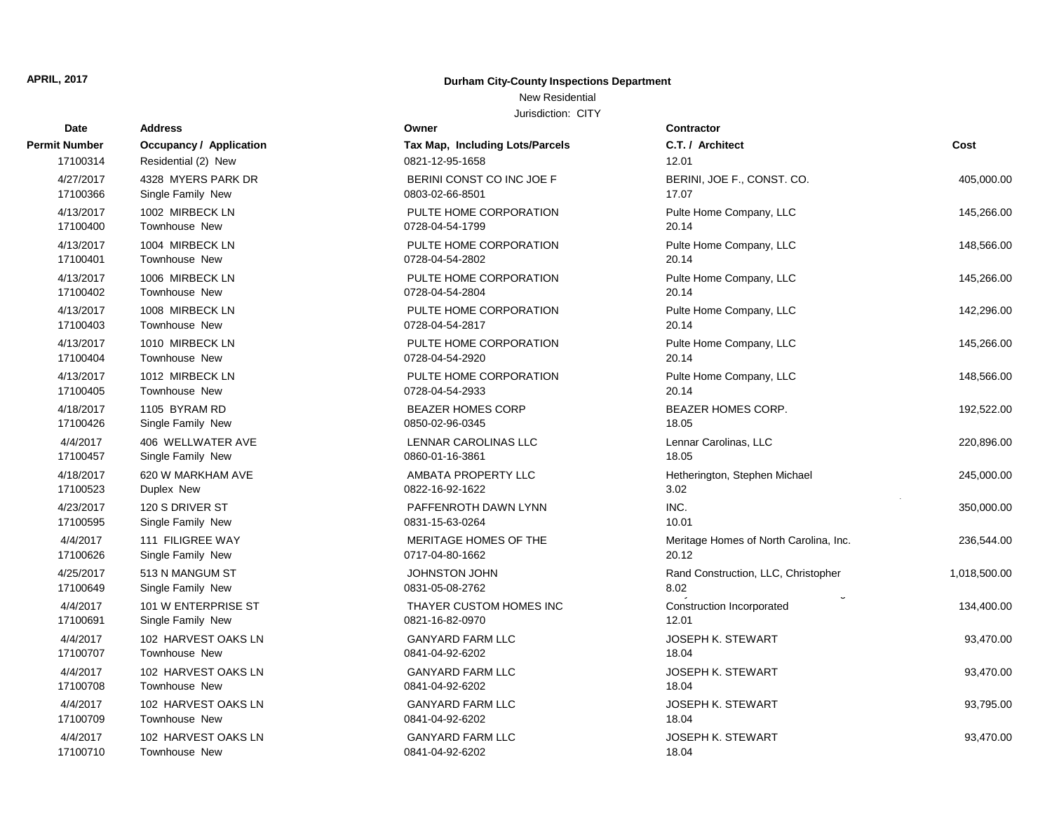| Date | Address | Owner | Contractor | |
|---|---|---|---|---|
| **Permit Number** | **Occupancy / Application** | **Tax Map, Including Lots/Parcels** | **C.T. / Architect** | **Cost** |
| 17100314 | Residential (2) New | 0821-12-95-1658 | 12.01 | |
| 4/27/2017 | 4328 MYERS PARK DR | BERINI CONST CO INC JOE F | BERINI, JOE F., CONST. CO. | 405,000.00 |
| 17100366 | Single Family New | 0803-02-66-8501 | 17.07 | |
| 4/13/2017 | 1002 MIRBECK LN | PULTE HOME CORPORATION | Pulte Home Company, LLC | 145,266.00 |
| 17100400 | Townhouse New | 0728-04-54-1799 | 20.14 | |
| 4/13/2017 | 1004 MIRBECK LN | PULTE HOME CORPORATION | Pulte Home Company, LLC | 148,566.00 |
| 17100401 | Townhouse New | 0728-04-54-2802 | 20.14 | |
| 4/13/2017 | 1006 MIRBECK LN | PULTE HOME CORPORATION | Pulte Home Company, LLC | 145,266.00 |
| 17100402 | Townhouse New | 0728-04-54-2804 | 20.14 | |
| 4/13/2017 | 1008 MIRBECK LN | PULTE HOME CORPORATION | Pulte Home Company, LLC | 142,296.00 |
| 17100403 | Townhouse New | 0728-04-54-2817 | 20.14 | |
| 4/13/2017 | 1010 MIRBECK LN | PULTE HOME CORPORATION | Pulte Home Company, LLC | 145,266.00 |
| 17100404 | Townhouse New | 0728-04-54-2920 | 20.14 | |
| 4/13/2017 | 1012 MIRBECK LN | PULTE HOME CORPORATION | Pulte Home Company, LLC | 148,566.00 |
| 17100405 | Townhouse New | 0728-04-54-2933 | 20.14 | |
| 4/18/2017 | 1105 BYRAM RD | BEAZER HOMES CORP | BEAZER HOMES CORP. | 192,522.00 |
| 17100426 | Single Family New | 0850-02-96-0345 | 18.05 | |
| 4/4/2017 | 406 WELLWATER AVE | LENNAR CAROLINAS LLC | Lennar Carolinas, LLC | 220,896.00 |
| 17100457 | Single Family New | 0860-01-16-3861 | 18.05 | |
| 4/18/2017 | 620 W MARKHAM AVE | AMBATA PROPERTY LLC | Hetherington, Stephen Michael | 245,000.00 |
| 17100523 | Duplex New | 0822-16-92-1622 | 3.02 | |
| 4/23/2017 | 120 S DRIVER ST | PAFFENROTH DAWN LYNN | INC. | 350,000.00 |
| 17100595 | Single Family New | 0831-15-63-0264 | 10.01 | |
| 4/4/2017 | 111 FILIGREE WAY | MERITAGE HOMES OF THE | Meritage Homes of North Carolina, Inc. | 236,544.00 |
| 17100626 | Single Family New | 0717-04-80-1662 | 20.12 | |
| 4/25/2017 | 513 N MANGUM ST | JOHNSTON JOHN | Rand Construction, LLC, Christopher | 1,018,500.00 |
| 17100649 | Single Family New | 0831-05-08-2762 | 8.02 | |
| 4/4/2017 | 101 W ENTERPRISE ST | THAYER CUSTOM HOMES INC | Construction Incorporated | 134,400.00 |
| 17100691 | Single Family New | 0821-16-82-0970 | 12.01 | |
| 4/4/2017 | 102 HARVEST OAKS LN | GANYARD FARM LLC | JOSEPH K. STEWART | 93,470.00 |
| 17100707 | Townhouse New | 0841-04-92-6202 | 18.04 | |
| 4/4/2017 | 102 HARVEST OAKS LN | GANYARD FARM LLC | JOSEPH K. STEWART | 93,470.00 |
| 17100708 | Townhouse New | 0841-04-92-6202 | 18.04 | |
| 4/4/2017 | 102 HARVEST OAKS LN | GANYARD FARM LLC | JOSEPH K. STEWART | 93,795.00 |
| 17100709 | Townhouse New | 0841-04-92-6202 | 18.04 | |
| 4/4/2017 | 102 HARVEST OAKS LN | GANYARD FARM LLC | JOSEPH K. STEWART | 93,470.00 |
| 17100710 | Townhouse New | 0841-04-92-6202 | 18.04 | |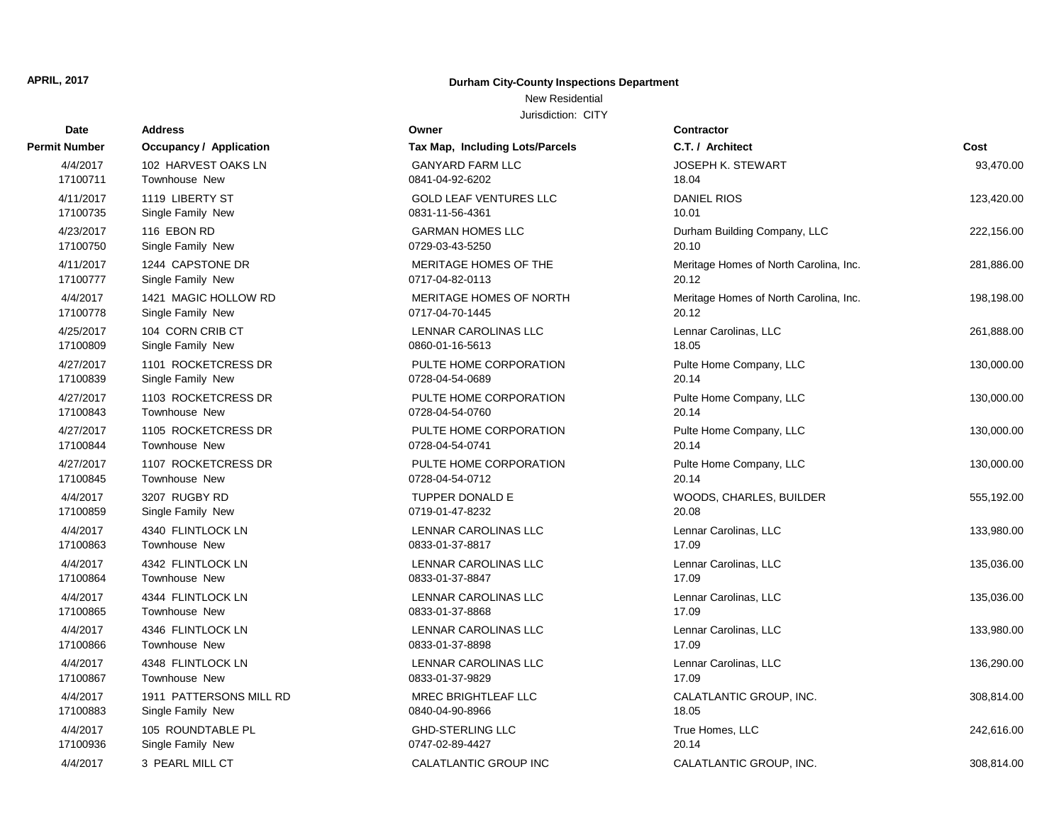**APRIL, 2017**

**Durham City-County Inspections Department**

New Residential

Jurisdiction: CITY

| Date<br>Permit Number | Address<br>Occupancy / Application | Owner<br>Tax Map, Including Lots/Parcels | Contractor<br>C.T. / Architect | Cost |
|---|---|---|---|---|
| 4/4/2017<br>17100711 | 102 HARVEST OAKS LN<br>Townhouse New | GANYARD FARM LLC<br>0841-04-92-6202 | JOSEPH K. STEWART<br>18.04 | 93,470.00 |
| 4/11/2017<br>17100735 | 1119 LIBERTY ST<br>Single Family New | GOLD LEAF VENTURES LLC<br>0831-11-56-4361 | DANIEL RIOS<br>10.01 | 123,420.00 |
| 4/23/2017<br>17100750 | 116 EBON RD<br>Single Family New | GARMAN HOMES LLC<br>0729-03-43-5250 | Durham Building Company, LLC<br>20.10 | 222,156.00 |
| 4/11/2017<br>17100777 | 1244 CAPSTONE DR<br>Single Family New | MERITAGE HOMES OF THE<br>0717-04-82-0113 | Meritage Homes of North Carolina, Inc.<br>20.12 | 281,886.00 |
| 4/4/2017<br>17100778 | 1421 MAGIC HOLLOW RD<br>Single Family New | MERITAGE HOMES OF NORTH<br>0717-04-70-1445 | Meritage Homes of North Carolina, Inc.<br>20.12 | 198,198.00 |
| 4/25/2017<br>17100809 | 104 CORN CRIB CT<br>Single Family New | LENNAR CAROLINAS LLC<br>0860-01-16-5613 | Lennar Carolinas, LLC<br>18.05 | 261,888.00 |
| 4/27/2017<br>17100839 | 1101 ROCKETCRESS DR<br>Single Family New | PULTE HOME CORPORATION<br>0728-04-54-0689 | Pulte Home Company, LLC<br>20.14 | 130,000.00 |
| 4/27/2017<br>17100843 | 1103 ROCKETCRESS DR<br>Townhouse New | PULTE HOME CORPORATION<br>0728-04-54-0760 | Pulte Home Company, LLC<br>20.14 | 130,000.00 |
| 4/27/2017<br>17100844 | 1105 ROCKETCRESS DR<br>Townhouse New | PULTE HOME CORPORATION<br>0728-04-54-0741 | Pulte Home Company, LLC<br>20.14 | 130,000.00 |
| 4/27/2017<br>17100845 | 1107 ROCKETCRESS DR<br>Townhouse New | PULTE HOME CORPORATION<br>0728-04-54-0712 | Pulte Home Company, LLC<br>20.14 | 130,000.00 |
| 4/4/2017<br>17100859 | 3207 RUGBY RD<br>Single Family New | TUPPER DONALD E<br>0719-01-47-8232 | WOODS, CHARLES, BUILDER<br>20.08 | 555,192.00 |
| 4/4/2017<br>17100863 | 4340 FLINTLOCK LN<br>Townhouse New | LENNAR CAROLINAS LLC<br>0833-01-37-8817 | Lennar Carolinas, LLC<br>17.09 | 133,980.00 |
| 4/4/2017<br>17100864 | 4342 FLINTLOCK LN<br>Townhouse New | LENNAR CAROLINAS LLC<br>0833-01-37-8847 | Lennar Carolinas, LLC<br>17.09 | 135,036.00 |
| 4/4/2017<br>17100865 | 4344 FLINTLOCK LN<br>Townhouse New | LENNAR CAROLINAS LLC<br>0833-01-37-8868 | Lennar Carolinas, LLC<br>17.09 | 135,036.00 |
| 4/4/2017<br>17100866 | 4346 FLINTLOCK LN<br>Townhouse New | LENNAR CAROLINAS LLC<br>0833-01-37-8898 | Lennar Carolinas, LLC<br>17.09 | 133,980.00 |
| 4/4/2017<br>17100867 | 4348 FLINTLOCK LN<br>Townhouse New | LENNAR CAROLINAS LLC<br>0833-01-37-9829 | Lennar Carolinas, LLC<br>17.09 | 136,290.00 |
| 4/4/2017<br>17100883 | 1911 PATTERSONS MILL RD<br>Single Family New | MREC BRIGHTLEAF LLC<br>0840-04-90-8966 | CALATLANTIC GROUP, INC.<br>18.05 | 308,814.00 |
| 4/4/2017<br>17100936 | 105 ROUNDTABLE PL<br>Single Family New | GHD-STERLING LLC<br>0747-02-89-4427 | True Homes, LLC<br>20.14 | 242,616.00 |
| 4/4/2017 | 3 PEARL MILL CT | CALATLANTIC GROUP INC | CALATLANTIC GROUP, INC. | 308,814.00 |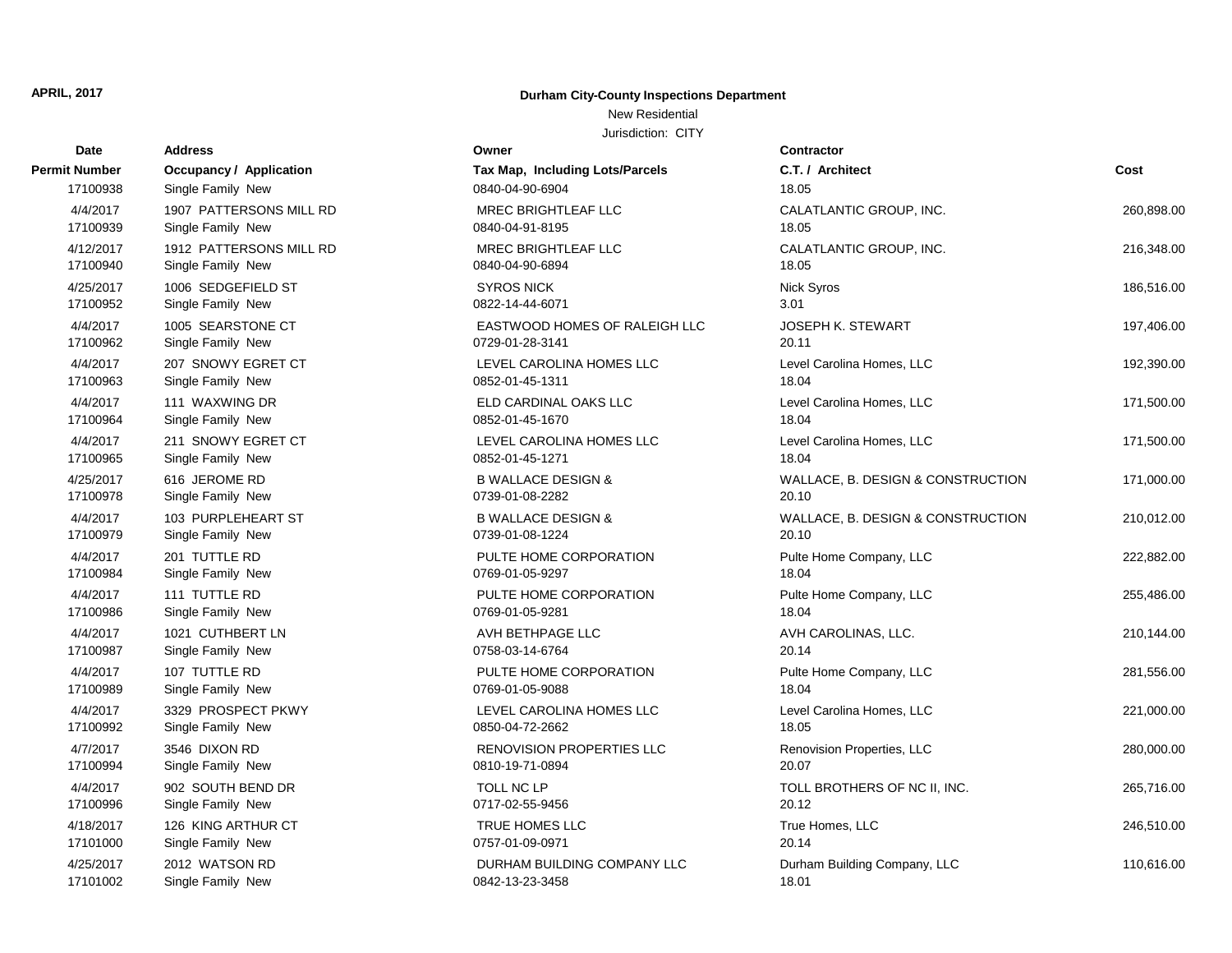APRIL, 2017

**Durham City-County Inspections Department**

New Residential

Jurisdiction: CITY

| Date<br>Permit Number | Address<br>Occupancy / Application | Owner<br>Tax Map, Including Lots/Parcels | Contractor<br>C.T. / Architect | Cost |
|---|---|---|---|---|
| 17100938 | Single Family New | 0840-04-90-6904 | 18.05 | |
| 4/4/2017 | 1907 PATTERSONS MILL RD | MREC BRIGHTLEAF LLC | CALATLANTIC GROUP, INC. | 260,898.00 |
| 17100939 | Single Family New | 0840-04-91-8195 | 18.05 | |
| 4/12/2017 | 1912 PATTERSONS MILL RD | MREC BRIGHTLEAF LLC | CALATLANTIC GROUP, INC. | 216,348.00 |
| 17100940 | Single Family New | 0840-04-90-6894 | 18.05 | |
| 4/25/2017 | 1006 SEDGEFIELD ST | SYROS NICK | Nick Syros | 186,516.00 |
| 17100952 | Single Family New | 0822-14-44-6071 | 3.01 | |
| 4/4/2017 | 1005 SEARSTONE CT | EASTWOOD HOMES OF RALEIGH LLC | JOSEPH K. STEWART | 197,406.00 |
| 17100962 | Single Family New | 0729-01-28-3141 | 20.11 | |
| 4/4/2017 | 207 SNOWY EGRET CT | LEVEL CAROLINA HOMES LLC | Level Carolina Homes, LLC | 192,390.00 |
| 17100963 | Single Family New | 0852-01-45-1311 | 18.04 | |
| 4/4/2017 | 111 WAXWING DR | ELD CARDINAL OAKS LLC | Level Carolina Homes, LLC | 171,500.00 |
| 17100964 | Single Family New | 0852-01-45-1670 | 18.04 | |
| 4/4/2017 | 211 SNOWY EGRET CT | LEVEL CAROLINA HOMES LLC | Level Carolina Homes, LLC | 171,500.00 |
| 17100965 | Single Family New | 0852-01-45-1271 | 18.04 | |
| 4/25/2017 | 616 JEROME RD | B WALLACE DESIGN & | WALLACE, B. DESIGN & CONSTRUCTION | 171,000.00 |
| 17100978 | Single Family New | 0739-01-08-2282 | 20.10 | |
| 4/4/2017 | 103 PURPLEHEART ST | B WALLACE DESIGN & | WALLACE, B. DESIGN & CONSTRUCTION | 210,012.00 |
| 17100979 | Single Family New | 0739-01-08-1224 | 20.10 | |
| 4/4/2017 | 201 TUTTLE RD | PULTE HOME CORPORATION | Pulte Home Company, LLC | 222,882.00 |
| 17100984 | Single Family New | 0769-01-05-9297 | 18.04 | |
| 4/4/2017 | 111 TUTTLE RD | PULTE HOME CORPORATION | Pulte Home Company, LLC | 255,486.00 |
| 17100986 | Single Family New | 0769-01-05-9281 | 18.04 | |
| 4/4/2017 | 1021 CUTHBERT LN | AVH BETHPAGE LLC | AVH CAROLINAS, LLC. | 210,144.00 |
| 17100987 | Single Family New | 0758-03-14-6764 | 20.14 | |
| 4/4/2017 | 107 TUTTLE RD | PULTE HOME CORPORATION | Pulte Home Company, LLC | 281,556.00 |
| 17100989 | Single Family New | 0769-01-05-9088 | 18.04 | |
| 4/4/2017 | 3329 PROSPECT PKWY | LEVEL CAROLINA HOMES LLC | Level Carolina Homes, LLC | 221,000.00 |
| 17100992 | Single Family New | 0850-04-72-2662 | 18.05 | |
| 4/7/2017 | 3546 DIXON RD | RENOVISION PROPERTIES LLC | Renovision Properties, LLC | 280,000.00 |
| 17100994 | Single Family New | 0810-19-71-0894 | 20.07 | |
| 4/4/2017 | 902 SOUTH BEND DR | TOLL NC LP | TOLL BROTHERS OF NC II, INC. | 265,716.00 |
| 17100996 | Single Family New | 0717-02-55-9456 | 20.12 | |
| 4/18/2017 | 126 KING ARTHUR CT | TRUE HOMES LLC | True Homes, LLC | 246,510.00 |
| 17101000 | Single Family New | 0757-01-09-0971 | 20.14 | |
| 4/25/2017 | 2012 WATSON RD | DURHAM BUILDING COMPANY LLC | Durham Building Company, LLC | 110,616.00 |
| 17101002 | Single Family New | 0842-13-23-3458 | 18.01 | |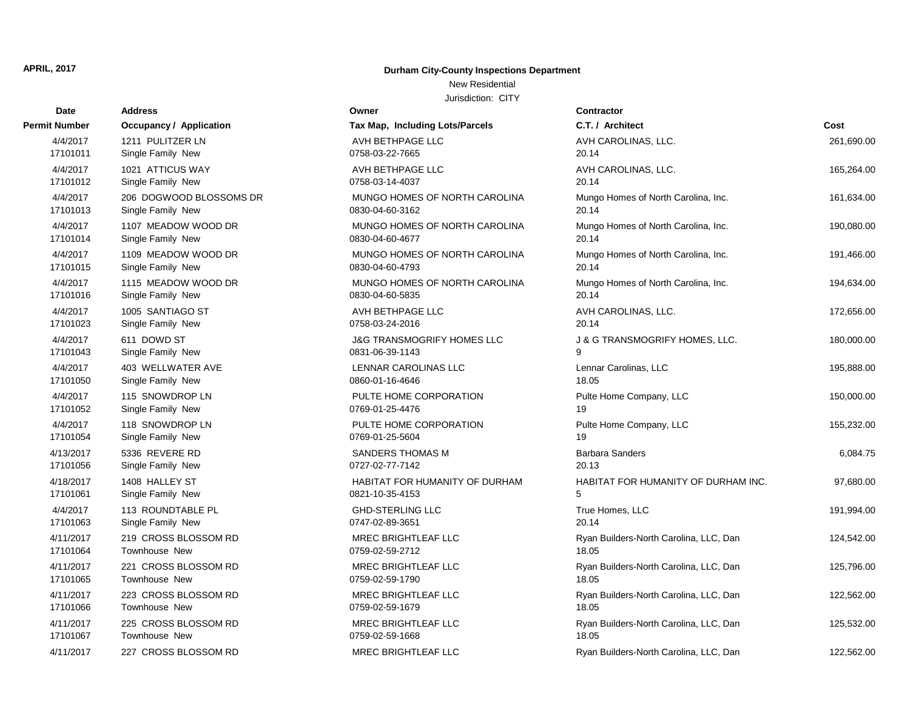APRIL, 2017

**Durham City-County Inspections Department**

New Residential

Jurisdiction: CITY

| Date / Permit Number | Address / Occupancy / Application | Owner / Tax Map, Including Lots/Parcels | Contractor / C.T. / Architect | Cost |
|---|---|---|---|---|
| 4/4/2017 17101011 | 1211 PULITZER LN Single Family New | AVH BETHPAGE LLC 0758-03-22-7665 | AVH CAROLINAS, LLC. 20.14 | 261,690.00 |
| 4/4/2017 17101012 | 1021 ATTICUS WAY Single Family New | AVH BETHPAGE LLC 0758-03-14-4037 | AVH CAROLINAS, LLC. 20.14 | 165,264.00 |
| 4/4/2017 17101013 | 206 DOGWOOD BLOSSOMS DR Single Family New | MUNGO HOMES OF NORTH CAROLINA 0830-04-60-3162 | Mungo Homes of North Carolina, Inc. 20.14 | 161,634.00 |
| 4/4/2017 17101014 | 1107 MEADOW WOOD DR Single Family New | MUNGO HOMES OF NORTH CAROLINA 0830-04-60-4677 | Mungo Homes of North Carolina, Inc. 20.14 | 190,080.00 |
| 4/4/2017 17101015 | 1109 MEADOW WOOD DR Single Family New | MUNGO HOMES OF NORTH CAROLINA 0830-04-60-4793 | Mungo Homes of North Carolina, Inc. 20.14 | 191,466.00 |
| 4/4/2017 17101016 | 1115 MEADOW WOOD DR Single Family New | MUNGO HOMES OF NORTH CAROLINA 0830-04-60-5835 | Mungo Homes of North Carolina, Inc. 20.14 | 194,634.00 |
| 4/4/2017 17101023 | 1005 SANTIAGO ST Single Family New | AVH BETHPAGE LLC 0758-03-24-2016 | AVH CAROLINAS, LLC. 20.14 | 172,656.00 |
| 4/4/2017 17101043 | 611 DOWD ST Single Family New | J&G TRANSMOGRIFY HOMES LLC 0831-06-39-1143 | J & G TRANSMOGRIFY HOMES, LLC. 9 | 180,000.00 |
| 4/4/2017 17101050 | 403 WELLWATER AVE Single Family New | LENNAR CAROLINAS LLC 0860-01-16-4646 | Lennar Carolinas, LLC 18.05 | 195,888.00 |
| 4/4/2017 17101052 | 115 SNOWDROP LN Single Family New | PULTE HOME CORPORATION 0769-01-25-4476 | Pulte Home Company, LLC 19 | 150,000.00 |
| 4/4/2017 17101054 | 118 SNOWDROP LN Single Family New | PULTE HOME CORPORATION 0769-01-25-5604 | Pulte Home Company, LLC 19 | 155,232.00 |
| 4/13/2017 17101056 | 5336 REVERE RD Single Family New | SANDERS THOMAS M 0727-02-77-7142 | Barbara Sanders 20.13 | 6,084.75 |
| 4/18/2017 17101061 | 1408 HALLEY ST Single Family New | HABITAT FOR HUMANITY OF DURHAM 0821-10-35-4153 | HABITAT FOR HUMANITY OF DURHAM INC. 5 | 97,680.00 |
| 4/4/2017 17101063 | 113 ROUNDTABLE PL Single Family New | GHD-STERLING LLC 0747-02-89-3651 | True Homes, LLC 20.14 | 191,994.00 |
| 4/11/2017 17101064 | 219 CROSS BLOSSOM RD Townhouse New | MREC BRIGHTLEAF LLC 0759-02-59-2712 | Ryan Builders-North Carolina, LLC, Dan 18.05 | 124,542.00 |
| 4/11/2017 17101065 | 221 CROSS BLOSSOM RD Townhouse New | MREC BRIGHTLEAF LLC 0759-02-59-1790 | Ryan Builders-North Carolina, LLC, Dan 18.05 | 125,796.00 |
| 4/11/2017 17101066 | 223 CROSS BLOSSOM RD Townhouse New | MREC BRIGHTLEAF LLC 0759-02-59-1679 | Ryan Builders-North Carolina, LLC, Dan 18.05 | 122,562.00 |
| 4/11/2017 17101067 | 225 CROSS BLOSSOM RD Townhouse New | MREC BRIGHTLEAF LLC 0759-02-59-1668 | Ryan Builders-North Carolina, LLC, Dan 18.05 | 125,532.00 |
| 4/11/2017 | 227 CROSS BLOSSOM RD | MREC BRIGHTLEAF LLC | Ryan Builders-North Carolina, LLC, Dan | 122,562.00 |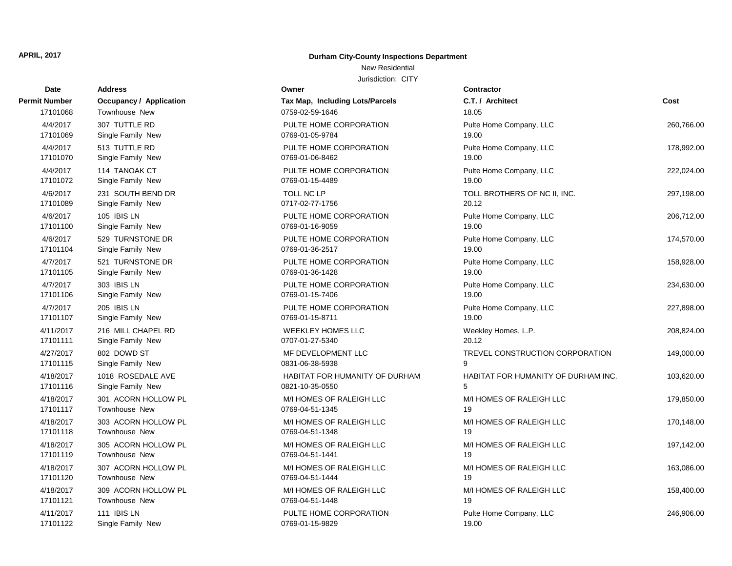**APRIL, 2017**

**Durham City-County Inspections Department**

New Residential

Jurisdiction: CITY

| Date | Address | Owner | Contractor | |
|---|---|---|---|---|
| **Permit Number** | **Occupancy / Application** | **Tax Map, Including Lots/Parcels** | **C.T. / Architect** | **Cost** |
| 17101068 | Townhouse New | 0759-02-59-1646 | 18.05 | |
| 4/4/2017 | 307 TUTTLE RD | PULTE HOME CORPORATION | Pulte Home Company, LLC | 260,766.00 |
| 17101069 | Single Family New | 0769-01-05-9784 | 19.00 | |
| 4/4/2017 | 513 TUTTLE RD | PULTE HOME CORPORATION | Pulte Home Company, LLC | 178,992.00 |
| 17101070 | Single Family New | 0769-01-06-8462 | 19.00 | |
| 4/4/2017 | 114 TANOAK CT | PULTE HOME CORPORATION | Pulte Home Company, LLC | 222,024.00 |
| 17101072 | Single Family New | 0769-01-15-4489 | 19.00 | |
| 4/6/2017 | 231 SOUTH BEND DR | TOLL NC LP | TOLL BROTHERS OF NC II, INC. | 297,198.00 |
| 17101089 | Single Family New | 0717-02-77-1756 | 20.12 | |
| 4/6/2017 | 105 IBIS LN | PULTE HOME CORPORATION | Pulte Home Company, LLC | 206,712.00 |
| 17101100 | Single Family New | 0769-01-16-9059 | 19.00 | |
| 4/6/2017 | 529 TURNSTONE DR | PULTE HOME CORPORATION | Pulte Home Company, LLC | 174,570.00 |
| 17101104 | Single Family New | 0769-01-36-2517 | 19.00 | |
| 4/7/2017 | 521 TURNSTONE DR | PULTE HOME CORPORATION | Pulte Home Company, LLC | 158,928.00 |
| 17101105 | Single Family New | 0769-01-36-1428 | 19.00 | |
| 4/7/2017 | 303 IBIS LN | PULTE HOME CORPORATION | Pulte Home Company, LLC | 234,630.00 |
| 17101106 | Single Family New | 0769-01-15-7406 | 19.00 | |
| 4/7/2017 | 205 IBIS LN | PULTE HOME CORPORATION | Pulte Home Company, LLC | 227,898.00 |
| 17101107 | Single Family New | 0769-01-15-8711 | 19.00 | |
| 4/11/2017 | 216 MILL CHAPEL RD | WEEKLEY HOMES LLC | Weekley Homes, L.P. | 208,824.00 |
| 17101111 | Single Family New | 0707-01-27-5340 | 20.12 | |
| 4/27/2017 | 802 DOWD ST | MF DEVELOPMENT LLC | TREVEL CONSTRUCTION CORPORATION | 149,000.00 |
| 17101115 | Single Family New | 0831-06-38-5938 | 9 | |
| 4/18/2017 | 1018 ROSEDALE AVE | HABITAT FOR HUMANITY OF DURHAM | HABITAT FOR HUMANITY OF DURHAM INC. | 103,620.00 |
| 17101116 | Single Family New | 0821-10-35-0550 | 5 | |
| 4/18/2017 | 301 ACORN HOLLOW PL | M/I HOMES OF RALEIGH LLC | M/I HOMES OF RALEIGH LLC | 179,850.00 |
| 17101117 | Townhouse New | 0769-04-51-1345 | 19 | |
| 4/18/2017 | 303 ACORN HOLLOW PL | M/I HOMES OF RALEIGH LLC | M/I HOMES OF RALEIGH LLC | 170,148.00 |
| 17101118 | Townhouse New | 0769-04-51-1348 | 19 | |
| 4/18/2017 | 305 ACORN HOLLOW PL | M/I HOMES OF RALEIGH LLC | M/I HOMES OF RALEIGH LLC | 197,142.00 |
| 17101119 | Townhouse New | 0769-04-51-1441 | 19 | |
| 4/18/2017 | 307 ACORN HOLLOW PL | M/I HOMES OF RALEIGH LLC | M/I HOMES OF RALEIGH LLC | 163,086.00 |
| 17101120 | Townhouse New | 0769-04-51-1444 | 19 | |
| 4/18/2017 | 309 ACORN HOLLOW PL | M/I HOMES OF RALEIGH LLC | M/I HOMES OF RALEIGH LLC | 158,400.00 |
| 17101121 | Townhouse New | 0769-04-51-1448 | 19 | |
| 4/11/2017 | 111 IBIS LN | PULTE HOME CORPORATION | Pulte Home Company, LLC | 246,906.00 |
| 17101122 | Single Family New | 0769-01-15-9829 | 19.00 | |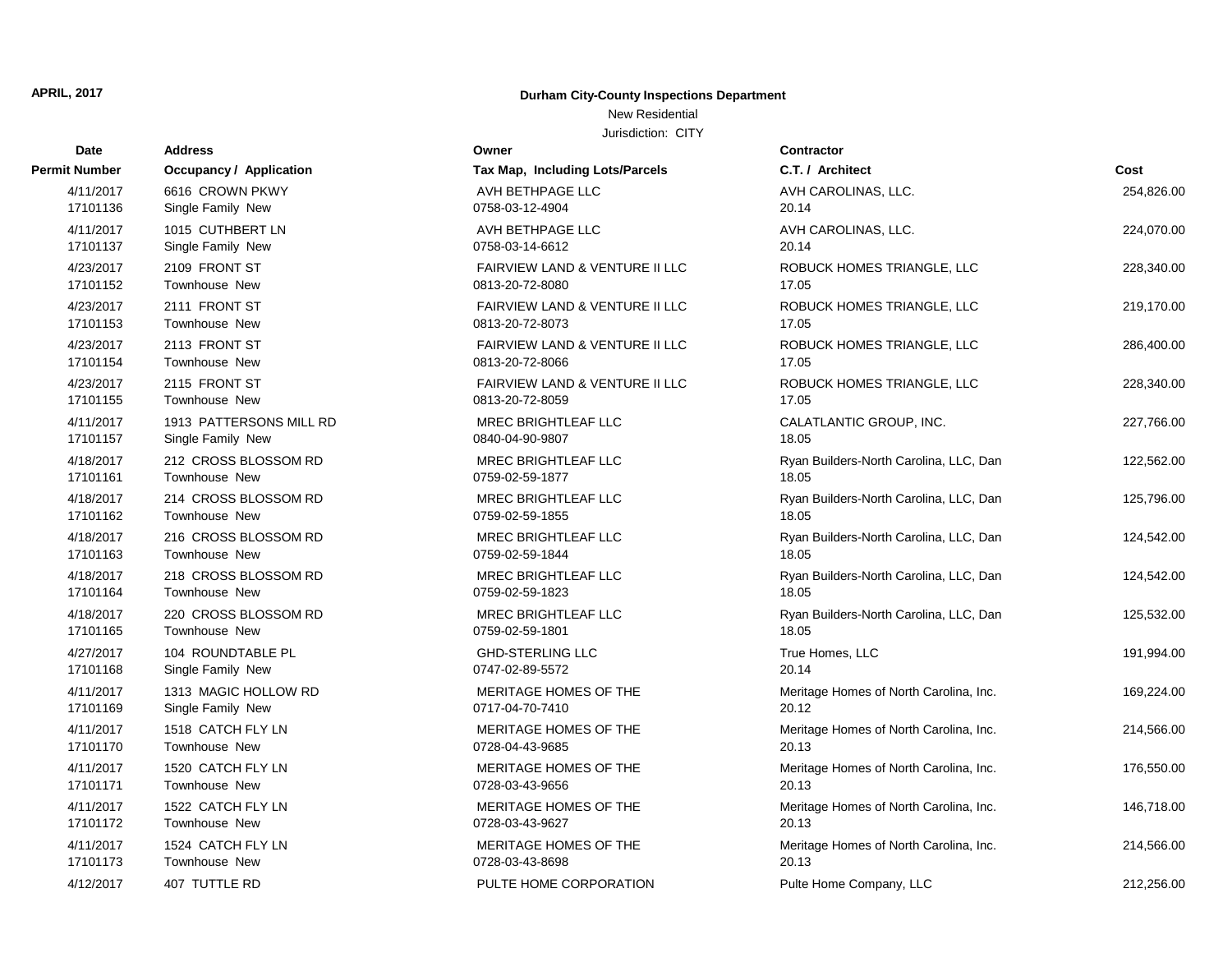**APRIL, 2017**

**Durham City-County Inspections Department**

New Residential

Jurisdiction: CITY

| Date / Permit Number | Address / Occupancy / Application | Owner / Tax Map, Including Lots/Parcels | Contractor / C.T. / Architect | Cost |
|---|---|---|---|---|
| 4/11/2017<br>17101136 | 6616 CROWN PKWY<br>Single Family New | AVH BETHPAGE LLC<br>0758-03-12-4904 | AVH CAROLINAS, LLC.<br>20.14 | 254,826.00 |
| 4/11/2017<br>17101137 | 1015 CUTHBERT LN<br>Single Family New | AVH BETHPAGE LLC<br>0758-03-14-6612 | AVH CAROLINAS, LLC.<br>20.14 | 224,070.00 |
| 4/23/2017<br>17101152 | 2109 FRONT ST<br>Townhouse New | FAIRVIEW LAND & VENTURE II LLC<br>0813-20-72-8080 | ROBUCK HOMES TRIANGLE, LLC<br>17.05 | 228,340.00 |
| 4/23/2017<br>17101153 | 2111 FRONT ST<br>Townhouse New | FAIRVIEW LAND & VENTURE II LLC<br>0813-20-72-8073 | ROBUCK HOMES TRIANGLE, LLC<br>17.05 | 219,170.00 |
| 4/23/2017<br>17101154 | 2113 FRONT ST<br>Townhouse New | FAIRVIEW LAND & VENTURE II LLC<br>0813-20-72-8066 | ROBUCK HOMES TRIANGLE, LLC<br>17.05 | 286,400.00 |
| 4/23/2017<br>17101155 | 2115 FRONT ST<br>Townhouse New | FAIRVIEW LAND & VENTURE II LLC<br>0813-20-72-8059 | ROBUCK HOMES TRIANGLE, LLC<br>17.05 | 228,340.00 |
| 4/11/2017<br>17101157 | 1913 PATTERSONS MILL RD<br>Single Family New | MREC BRIGHTLEAF LLC<br>0840-04-90-9807 | CALATLANTIC GROUP, INC.<br>18.05 | 227,766.00 |
| 4/18/2017<br>17101161 | 212 CROSS BLOSSOM RD<br>Townhouse New | MREC BRIGHTLEAF LLC<br>0759-02-59-1877 | Ryan Builders-North Carolina, LLC, Dan<br>18.05 | 122,562.00 |
| 4/18/2017<br>17101162 | 214 CROSS BLOSSOM RD<br>Townhouse New | MREC BRIGHTLEAF LLC<br>0759-02-59-1855 | Ryan Builders-North Carolina, LLC, Dan<br>18.05 | 125,796.00 |
| 4/18/2017<br>17101163 | 216 CROSS BLOSSOM RD<br>Townhouse New | MREC BRIGHTLEAF LLC<br>0759-02-59-1844 | Ryan Builders-North Carolina, LLC, Dan<br>18.05 | 124,542.00 |
| 4/18/2017<br>17101164 | 218 CROSS BLOSSOM RD<br>Townhouse New | MREC BRIGHTLEAF LLC<br>0759-02-59-1823 | Ryan Builders-North Carolina, LLC, Dan<br>18.05 | 124,542.00 |
| 4/18/2017<br>17101165 | 220 CROSS BLOSSOM RD<br>Townhouse New | MREC BRIGHTLEAF LLC<br>0759-02-59-1801 | Ryan Builders-North Carolina, LLC, Dan<br>18.05 | 125,532.00 |
| 4/27/2017<br>17101168 | 104 ROUNDTABLE PL<br>Single Family New | GHD-STERLING LLC<br>0747-02-89-5572 | True Homes, LLC<br>20.14 | 191,994.00 |
| 4/11/2017<br>17101169 | 1313 MAGIC HOLLOW RD<br>Single Family New | MERITAGE HOMES OF THE<br>0717-04-70-7410 | Meritage Homes of North Carolina, Inc.<br>20.12 | 169,224.00 |
| 4/11/2017<br>17101170 | 1518 CATCH FLY LN<br>Townhouse New | MERITAGE HOMES OF THE<br>0728-04-43-9685 | Meritage Homes of North Carolina, Inc.<br>20.13 | 214,566.00 |
| 4/11/2017<br>17101171 | 1520 CATCH FLY LN<br>Townhouse New | MERITAGE HOMES OF THE<br>0728-03-43-9656 | Meritage Homes of North Carolina, Inc.<br>20.13 | 176,550.00 |
| 4/11/2017<br>17101172 | 1522 CATCH FLY LN<br>Townhouse New | MERITAGE HOMES OF THE<br>0728-03-43-9627 | Meritage Homes of North Carolina, Inc.<br>20.13 | 146,718.00 |
| 4/11/2017<br>17101173 | 1524 CATCH FLY LN<br>Townhouse New | MERITAGE HOMES OF THE<br>0728-03-43-8698 | Meritage Homes of North Carolina, Inc.<br>20.13 | 214,566.00 |
| 4/12/2017 | 407 TUTTLE RD | PULTE HOME CORPORATION | Pulte Home Company, LLC | 212,256.00 |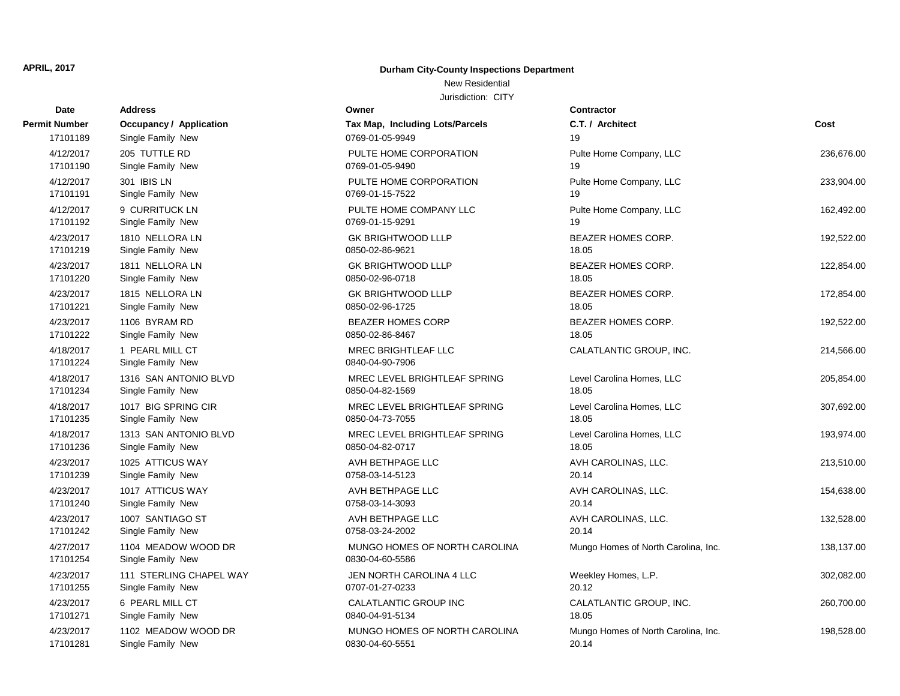**APRIL, 2017**

**Durham City-County Inspections Department**

New Residential

Jurisdiction: CITY

| Date | Address | Owner | Contractor | |
|---|---|---|---|---|
| **Permit Number** | **Occupancy / Application** | **Tax Map, Including Lots/Parcels** | **C.T. / Architect** | **Cost** |
| 17101189 | Single Family New | 0769-01-05-9949 | 19 | |
| 4/12/2017 | 205 TUTTLE RD | PULTE HOME CORPORATION | Pulte Home Company, LLC | 236,676.00 |
| 17101190 | Single Family New | 0769-01-05-9490 | 19 | |
| 4/12/2017 | 301 IBIS LN | PULTE HOME CORPORATION | Pulte Home Company, LLC | 233,904.00 |
| 17101191 | Single Family New | 0769-01-15-7522 | 19 | |
| 4/12/2017 | 9 CURRITUCK LN | PULTE HOME COMPANY LLC | Pulte Home Company, LLC | 162,492.00 |
| 17101192 | Single Family New | 0769-01-15-9291 | 19 | |
| 4/23/2017 | 1810 NELLORA LN | GK BRIGHTWOOD LLLP | BEAZER HOMES CORP. | 192,522.00 |
| 17101219 | Single Family New | 0850-02-86-9621 | 18.05 | |
| 4/23/2017 | 1811 NELLORA LN | GK BRIGHTWOOD LLLP | BEAZER HOMES CORP. | 122,854.00 |
| 17101220 | Single Family New | 0850-02-96-0718 | 18.05 | |
| 4/23/2017 | 1815 NELLORA LN | GK BRIGHTWOOD LLLP | BEAZER HOMES CORP. | 172,854.00 |
| 17101221 | Single Family New | 0850-02-96-1725 | 18.05 | |
| 4/23/2017 | 1106 BYRAM RD | BEAZER HOMES CORP | BEAZER HOMES CORP. | 192,522.00 |
| 17101222 | Single Family New | 0850-02-86-8467 | 18.05 | |
| 4/18/2017 | 1 PEARL MILL CT | MREC BRIGHTLEAF LLC | CALATLANTIC GROUP, INC. | 214,566.00 |
| 17101224 | Single Family New | 0840-04-90-7906 | | |
| 4/18/2017 | 1316 SAN ANTONIO BLVD | MREC LEVEL BRIGHTLEAF SPRING | Level Carolina Homes, LLC | 205,854.00 |
| 17101234 | Single Family New | 0850-04-82-1569 | 18.05 | |
| 4/18/2017 | 1017 BIG SPRING CIR | MREC LEVEL BRIGHTLEAF SPRING | Level Carolina Homes, LLC | 307,692.00 |
| 17101235 | Single Family New | 0850-04-73-7055 | 18.05 | |
| 4/18/2017 | 1313 SAN ANTONIO BLVD | MREC LEVEL BRIGHTLEAF SPRING | Level Carolina Homes, LLC | 193,974.00 |
| 17101236 | Single Family New | 0850-04-82-0717 | 18.05 | |
| 4/23/2017 | 1025 ATTICUS WAY | AVH BETHPAGE LLC | AVH CAROLINAS, LLC. | 213,510.00 |
| 17101239 | Single Family New | 0758-03-14-5123 | 20.14 | |
| 4/23/2017 | 1017 ATTICUS WAY | AVH BETHPAGE LLC | AVH CAROLINAS, LLC. | 154,638.00 |
| 17101240 | Single Family New | 0758-03-14-3093 | 20.14 | |
| 4/23/2017 | 1007 SANTIAGO ST | AVH BETHPAGE LLC | AVH CAROLINAS, LLC. | 132,528.00 |
| 17101242 | Single Family New | 0758-03-24-2002 | 20.14 | |
| 4/27/2017 | 1104 MEADOW WOOD DR | MUNGO HOMES OF NORTH CAROLINA | Mungo Homes of North Carolina, Inc. | 138,137.00 |
| 17101254 | Single Family New | 0830-04-60-5586 | | |
| 4/23/2017 | 111 STERLING CHAPEL WAY | JEN NORTH CAROLINA 4 LLC | Weekley Homes, L.P. | 302,082.00 |
| 17101255 | Single Family New | 0707-01-27-0233 | 20.12 | |
| 4/23/2017 | 6 PEARL MILL CT | CALATLANTIC GROUP INC | CALATLANTIC GROUP, INC. | 260,700.00 |
| 17101271 | Single Family New | 0840-04-91-5134 | 18.05 | |
| 4/23/2017 | 1102 MEADOW WOOD DR | MUNGO HOMES OF NORTH CAROLINA | Mungo Homes of North Carolina, Inc. | 198,528.00 |
| 17101281 | Single Family New | 0830-04-60-5551 | 20.14 | |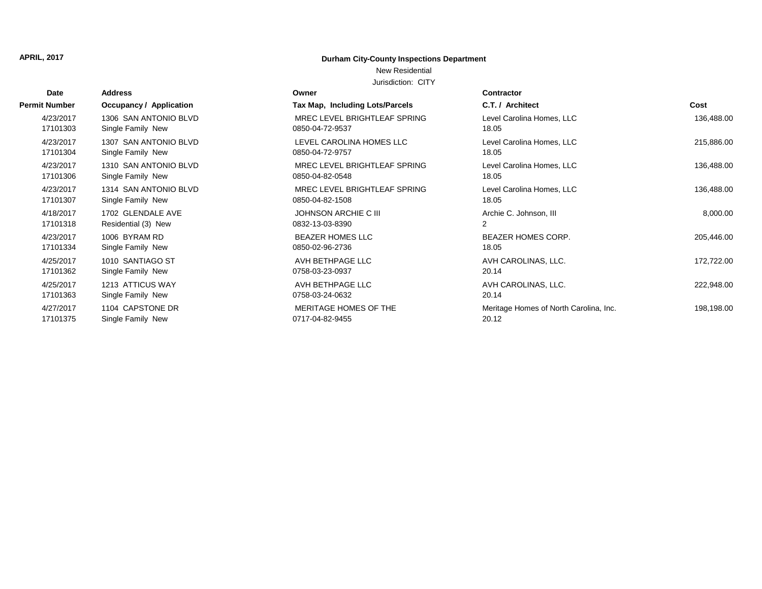APRIL, 2017

**Durham City-County Inspections Department**

New Residential

Jurisdiction: CITY

| Date<br>Permit Number | Address<br>Occupancy / Application | Owner<br>Tax Map, Including Lots/Parcels | Contractor<br>C.T. / Architect | Cost |
|---|---|---|---|---|
| 4/23/2017<br>17101303 | 1306 SAN ANTONIO BLVD<br>Single Family New | MREC LEVEL BRIGHTLEAF SPRING<br>0850-04-72-9537 | Level Carolina Homes, LLC<br>18.05 | 136,488.00 |
| 4/23/2017<br>17101304 | 1307 SAN ANTONIO BLVD<br>Single Family New | LEVEL CAROLINA HOMES LLC<br>0850-04-72-9757 | Level Carolina Homes, LLC<br>18.05 | 215,886.00 |
| 4/23/2017<br>17101306 | 1310 SAN ANTONIO BLVD<br>Single Family New | MREC LEVEL BRIGHTLEAF SPRING<br>0850-04-82-0548 | Level Carolina Homes, LLC<br>18.05 | 136,488.00 |
| 4/23/2017<br>17101307 | 1314 SAN ANTONIO BLVD<br>Single Family New | MREC LEVEL BRIGHTLEAF SPRING<br>0850-04-82-1508 | Level Carolina Homes, LLC<br>18.05 | 136,488.00 |
| 4/18/2017<br>17101318 | 1702 GLENDALE AVE<br>Residential (3) New | JOHNSON ARCHIE C III<br>0832-13-03-8390 | Archie C. Johnson, III<br>2 | 8,000.00 |
| 4/23/2017<br>17101334 | 1006 BYRAM RD<br>Single Family New | BEAZER HOMES LLC<br>0850-02-96-2736 | BEAZER HOMES CORP.<br>18.05 | 205,446.00 |
| 4/25/2017<br>17101362 | 1010 SANTIAGO ST<br>Single Family New | AVH BETHPAGE LLC<br>0758-03-23-0937 | AVH CAROLINAS, LLC.<br>20.14 | 172,722.00 |
| 4/25/2017<br>17101363 | 1213 ATTICUS WAY<br>Single Family New | AVH BETHPAGE LLC<br>0758-03-24-0632 | AVH CAROLINAS, LLC.<br>20.14 | 222,948.00 |
| 4/27/2017<br>17101375 | 1104 CAPSTONE DR<br>Single Family New | MERITAGE HOMES OF THE<br>0717-04-82-9455 | Meritage Homes of North Carolina, Inc.<br>20.12 | 198,198.00 |